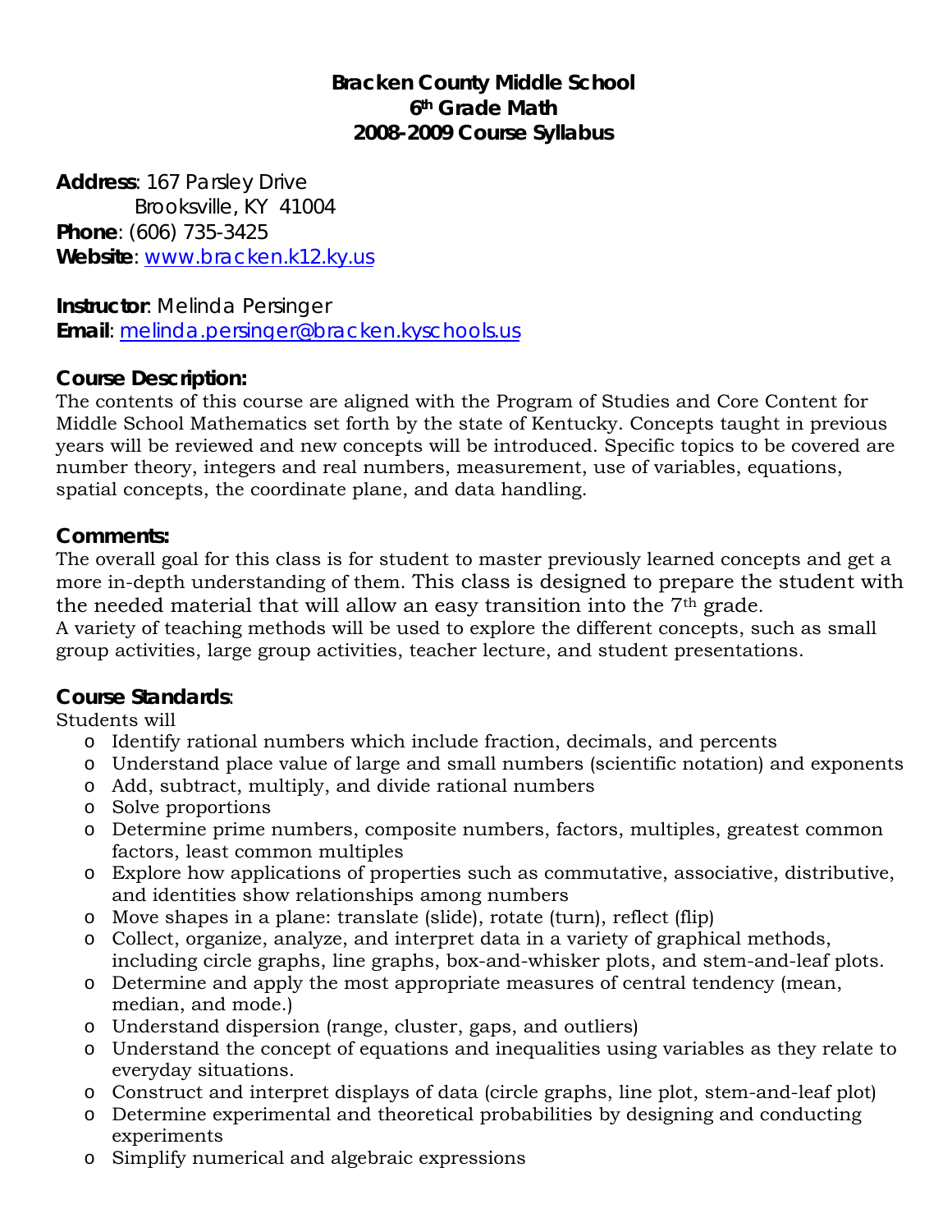**Bracken County Middle School**
**6th Grade Math**
**2008-2009 Course Syllabus**

**Address**: 167 Parsley Drive
Brooksville, KY 41004
**Phone**: (606) 735-3425
**Website**: www.bracken.k12.ky.us

**Instructor**: Melinda Persinger
**Email**: melinda.persinger@bracken.kyschools.us

## Course Description:

The contents of this course are aligned with the Program of Studies and Core Content for Middle School Mathematics set forth by the state of Kentucky. Concepts taught in previous years will be reviewed and new concepts will be introduced. Specific topics to be covered are number theory, integers and real numbers, measurement, use of variables, equations, spatial concepts, the coordinate plane, and data handling.

## Comments:

The overall goal for this class is for student to master previously learned concepts and get a more in-depth understanding of them. This class is designed to prepare the student with the needed material that will allow an easy transition into the 7th grade.
A variety of teaching methods will be used to explore the different concepts, such as small group activities, large group activities, teacher lecture, and student presentations.

## Course Standards:

Students will

- Identify rational numbers which include fraction, decimals, and percents
- Understand place value of large and small numbers (scientific notation) and exponents
- Add, subtract, multiply, and divide rational numbers
- Solve proportions
- Determine prime numbers, composite numbers, factors, multiples, greatest common factors, least common multiples
- Explore how applications of properties such as commutative, associative, distributive, and identities show relationships among numbers
- Move shapes in a plane: translate (slide), rotate (turn), reflect (flip)
- Collect, organize, analyze, and interpret data in a variety of graphical methods, including circle graphs, line graphs, box-and-whisker plots, and stem-and-leaf plots.
- Determine and apply the most appropriate measures of central tendency (mean, median, and mode.)
- Understand dispersion (range, cluster, gaps, and outliers)
- Understand the concept of equations and inequalities using variables as they relate to everyday situations.
- Construct and interpret displays of data (circle graphs, line plot, stem-and-leaf plot)
- Determine experimental and theoretical probabilities by designing and conducting experiments
- Simplify numerical and algebraic expressions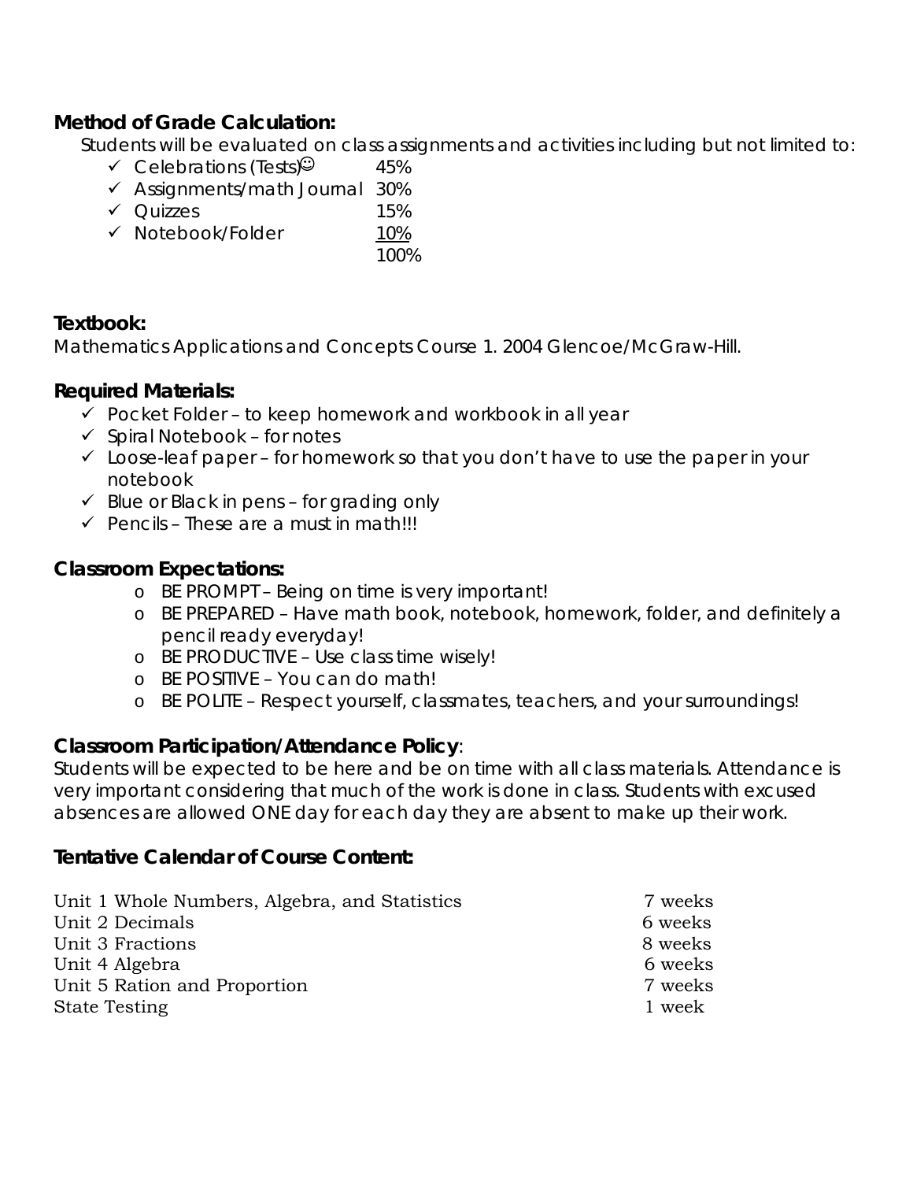### Method of Grade Calculation:

Students will be evaluated on class assignments and activities including but not limited to:

| | |
|---|---|
| ✓ Celebrations (Tests)☺ | 45% |
| ✓ Assignments/math Journal | 30% |
| ✓ Quizzes | 15% |
| ✓ Notebook/Folder | 10% |
| | 100% |

### Textbook:

Mathematics Applications and Concepts Course 1. 2004 Glencoe/McGraw-Hill.

### Required Materials:

- ✓ Pocket Folder – to keep homework and workbook in all year
- ✓ Spiral Notebook – for notes
- ✓ Loose-leaf paper – for homework so that you don't have to use the paper in your notebook
- ✓ Blue or Black in pens – for grading only
- ✓ Pencils – These are a must in math!!!

### Classroom Expectations:

- BE PROMPT – Being on time is very important!
- BE PREPARED – Have math book, notebook, homework, folder, and definitely a pencil ready everyday!
- BE PRODUCTIVE – Use class time wisely!
- BE POSITIVE – You can do math!
- BE POLITE – Respect yourself, classmates, teachers, and your surroundings!

### Classroom Participation/Attendance Policy:

Students will be expected to be here and be on time with all class materials. Attendance is very important considering that much of the work is done in class. Students with excused absences are allowed ONE day for each day they are absent to make up their work.

### Tentative Calendar of Course Content:

| | |
|---|---|
| Unit 1 Whole Numbers, Algebra, and Statistics | 7 weeks |
| Unit 2 Decimals | 6 weeks |
| Unit 3 Fractions | 8 weeks |
| Unit 4 Algebra | 6 weeks |
| Unit 5 Ration and Proportion | 7 weeks |
| State Testing | 1 week |